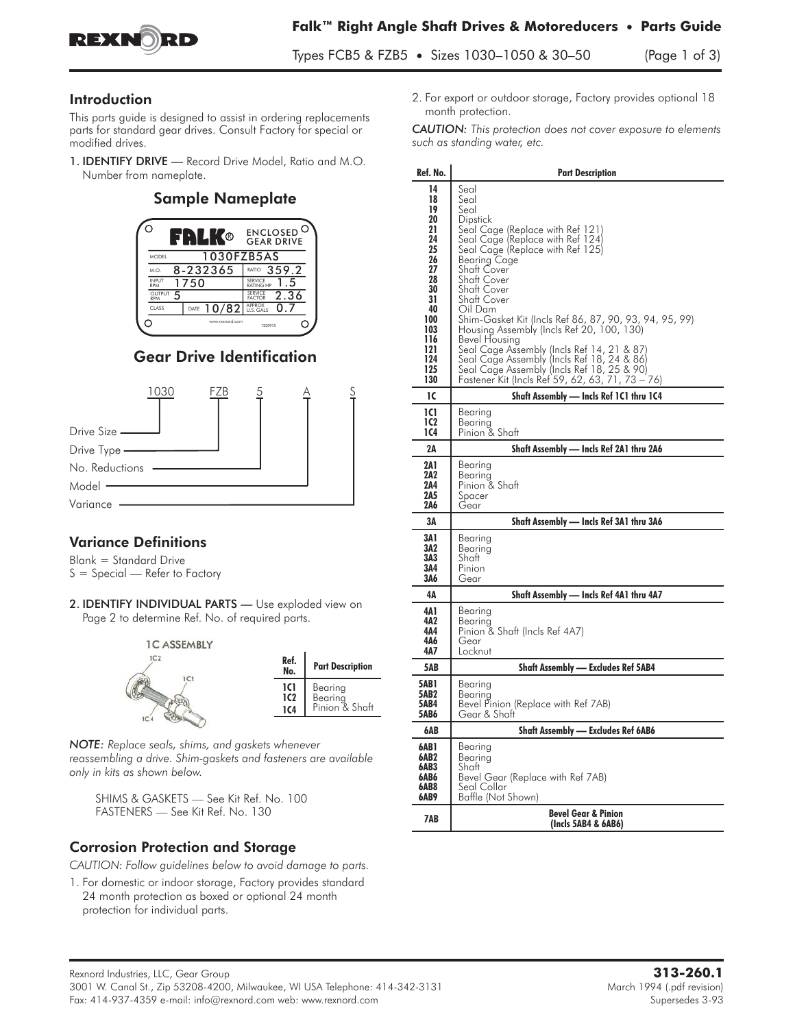# Falk™ Right Angle Shaft Drives & Motoreducers • Parts Guide

Types FCB5 & FZB5 • Sizes 1030–1050 & 30–50

## Introduction

This parts guide is designed to assist in ordering replacements parts for standard gear drives. Consult Factory for special or modified drives.

1. **IDENTIFY DRIVE** — Record Drive Model, Ratio and M.O. Number from nameplate.

### Sample Nameplate

| FALK® ENCLOSED GEAR DRIVE | | | |
|---|---|---|---|
| MODEL | 1030FZB5AS | | |
| M.O. | 8-232365 | RATIO | 359.2 |
| INPUT RPM | 1750 | SERVICE RATING HP | 1.5 |
| OUTPUT RPM | 5 | SERVICE FACTOR | 2.36 |
| CLASS | DATE 10/82 | APPROX U.S. GALS | 0.7 |

### Gear Drive Identification

1030 FZB 5 A S

- 1030 — Drive Size
- FZB — Drive Type
- 5 — No. Reductions
- A — Model
- S — Variance

## Variance Definitions

Blank = Standard Drive
S = Special — Refer to Factory

2. **IDENTIFY INDIVIDUAL PARTS** — Use exploded view on Page 2 to determine Ref. No. of required parts.

**1C ASSEMBLY**

| Ref. No. | Part Description |
|---|---|
| 1C1 | Bearing |
| 1C2 | Bearing |
| 1C4 | Pinion & Shaft |

*NOTE: Replace seals, shims, and gaskets whenever reassembling a drive. Shim-gaskets and fasteners are available only in kits as shown below.*

SHIMS & GASKETS — See Kit Ref. No. 100
FASTENERS — See Kit Ref. No. 130

## Corrosion Protection and Storage

*CAUTION: Follow guidelines below to avoid damage to parts.*

1. For domestic or indoor storage, Factory provides standard 24 month protection as boxed or optional 24 month protection for individual parts.
2. For export or outdoor storage, Factory provides optional 18 month protection.

*CAUTION: This protection does not cover exposure to elements such as standing water, etc.*

| Ref. No. | Part Description |
|---|---|
| 14 | Seal |
| 18 | Seal |
| 19 | Seal |
| 20 | Dipstick |
| 21 | Seal Cage (Replace with Ref 121) |
| 24 | Seal Cage (Replace with Ref 124) |
| 25 | Seal Cage (Replace with Ref 125) |
| 26 | Bearing Cage |
| 27 | Shaft Cover |
| 28 | Shaft Cover |
| 30 | Shaft Cover |
| 31 | Shaft Cover |
| 40 | Oil Dam |
| 100 | Shim-Gasket Kit (Incls Ref 86, 87, 90, 93, 94, 95, 99) |
| 103 | Housing Assembly (Incls Ref 20, 100, 130) |
| 116 | Bevel Housing |
| 121 | Seal Cage Assembly (Incls Ref 14, 21 & 87) |
| 124 | Seal Cage Assembly (Incls Ref 18, 24 & 86) |
| 125 | Seal Cage Assembly (Incls Ref 18, 25 & 90) |
| 130 | Fastener Kit (Incls Ref 59, 62, 63, 71, 73 – 76) |
| **1C** | **Shaft Assembly — Incls Ref 1C1 thru 1C4** |
| 1C1 | Bearing |
| 1C2 | Bearing |
| 1C4 | Pinion & Shaft |
| **2A** | **Shaft Assembly — Incls Ref 2A1 thru 2A6** |
| 2A1 | Bearing |
| 2A2 | Bearing |
| 2A4 | Pinion & Shaft |
| 2A5 | Spacer |
| 2A6 | Gear |
| **3A** | **Shaft Assembly — Incls Ref 3A1 thru 3A6** |
| 3A1 | Bearing |
| 3A2 | Bearing |
| 3A3 | Shaft |
| 3A4 | Pinion |
| 3A6 | Gear |
| **4A** | **Shaft Assembly — Incls Ref 4A1 thru 4A7** |
| 4A1 | Bearing |
| 4A2 | Bearing |
| 4A4 | Pinion & Shaft (Incls Ref 4A7) |
| 4A6 | Gear |
| 4A7 | Locknut |
| **5AB** | **Shaft Assembly — Excludes Ref 5AB4** |
| 5AB1 | Bearing |
| 5AB2 | Bearing |
| 5AB4 | Bevel Pinion (Replace with Ref 7AB) |
| 5AB6 | Gear & Shaft |
| **6AB** | **Shaft Assembly — Excludes Ref 6AB6** |
| 6AB1 | Bearing |
| 6AB2 | Bearing |
| 6AB3 | Shaft |
| 6AB6 | Bevel Gear (Replace with Ref 7AB) |
| 6AB8 | Seal Collar |
| 6AB9 | Baffle (Not Shown) |
| **7AB** | **Bevel Gear & Pinion (Incls 5AB4 & 6AB6)** |

Rexnord Industries, LLC, Gear Group
3001 W. Canal St., Zip 53208-4200, Milwaukee, WI USA Telephone: 414-342-3131
Fax: 414-937-4359 e-mail: info@rexnord.com web: www.rexnord.com

**313-260.1**
March 1994 (.pdf revision)
Supersedes 3-93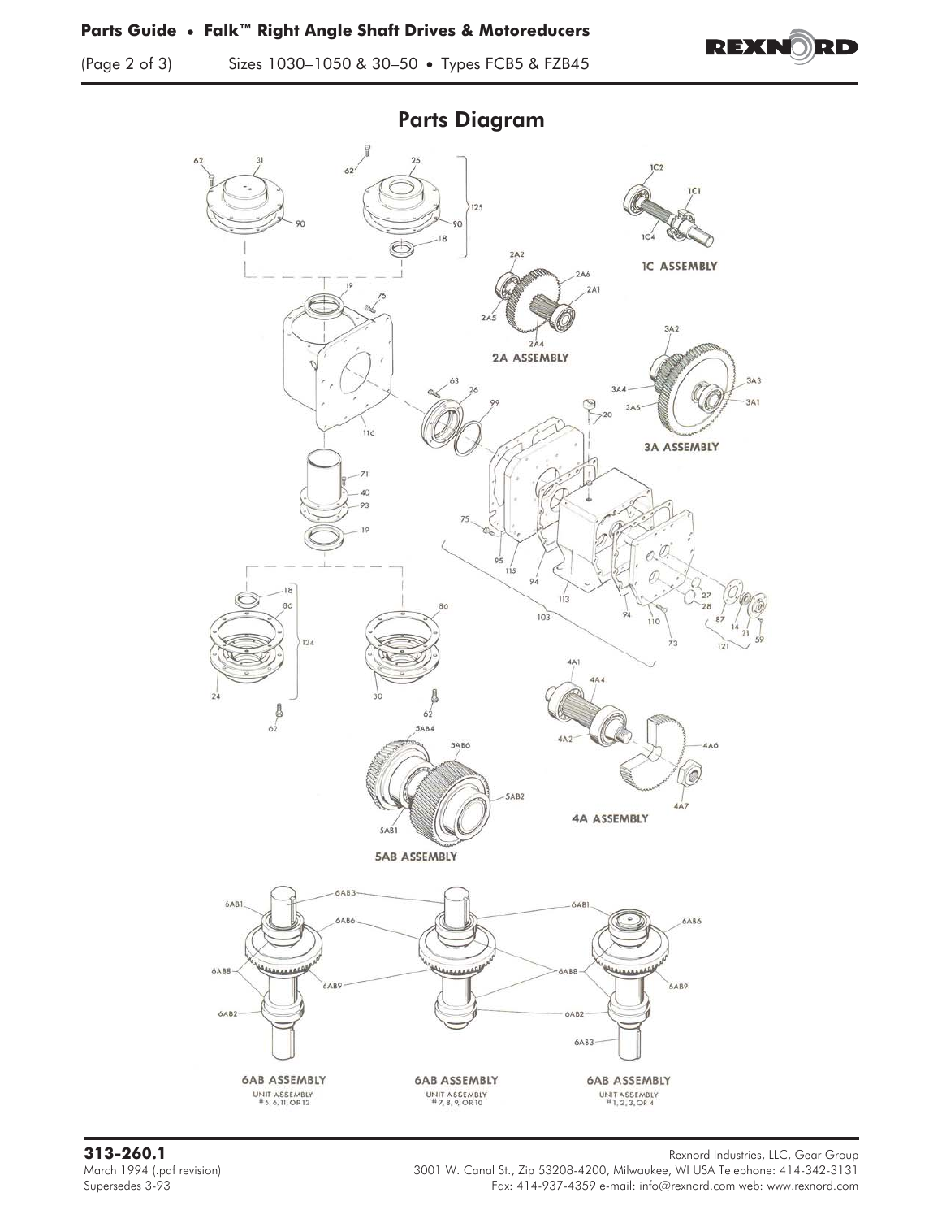## Parts Diagram

1C ASSEMBLY

2A ASSEMBLY

3A ASSEMBLY

4A ASSEMBLY

5AB ASSEMBLY

6AB ASSEMBLY
UNIT ASSEMBLY
#5, 6, 11, OR 12

6AB ASSEMBLY
UNIT ASSEMBLY
#7, 8, 9, OR 10

6AB ASSEMBLY
UNIT ASSEMBLY
#1, 2, 3, OR 4

**313-260.1**
March 1994 (.pdf revision)
Supersedes 3-93

Rexnord Industries, LLC, Gear Group
3001 W. Canal St., Zip 53208-4200, Milwaukee, WI USA Telephone: 414-342-3131
Fax: 414-937-4359 e-mail: info@rexnord.com web: www.rexnord.com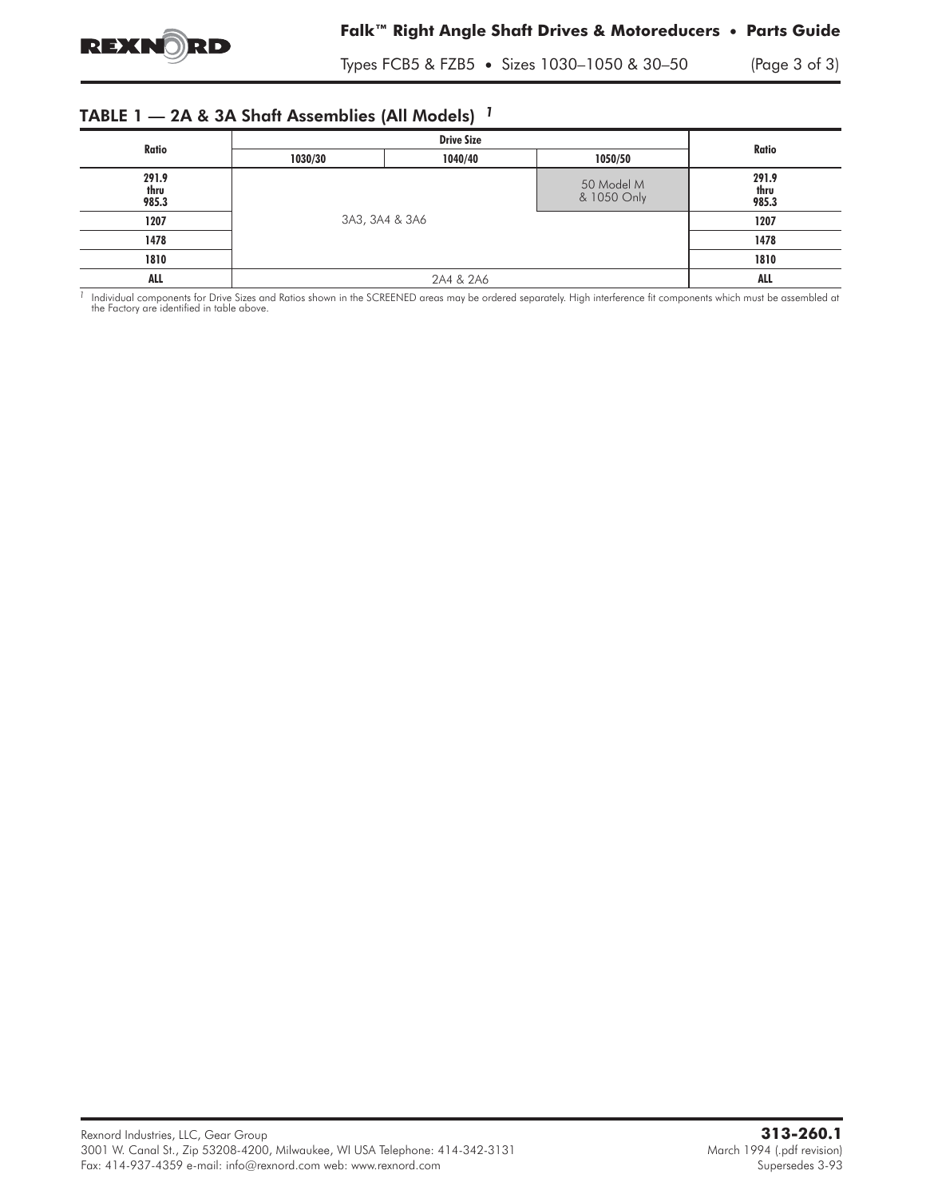## TABLE 1 — 2A & 3A Shaft Assemblies (All Models) [1]

| Ratio | Drive Size | | | Ratio |
|---|---|---|---|---|
| | 1030/30 | 1040/40 | 1050/50 | |
| 291.9 thru 985.3 | 3A3, 3A4 & 3A6 | | 50 Model M & 1050 Only | 291.9 thru 985.3 |
| 1207 | | | | 1207 |
| 1478 | | | | 1478 |
| 1810 | | | | 1810 |
| ALL | 2A4 & 2A6 | | | ALL |

[1] Individual components for Drive Sizes and Ratios shown in the SCREENED areas may be ordered separately. High interference fit components which must be assembled at the Factory are identified in table above.

Rexnord Industries, LLC, Gear Group
3001 W. Canal St., Zip 53208-4200, Milwaukee, WI USA Telephone: 414-342-3131
Fax: 414-937-4359 e-mail: info@rexnord.com web: www.rexnord.com

**313-260.1**
March 1994 (.pdf revision)
Supersedes 3-93